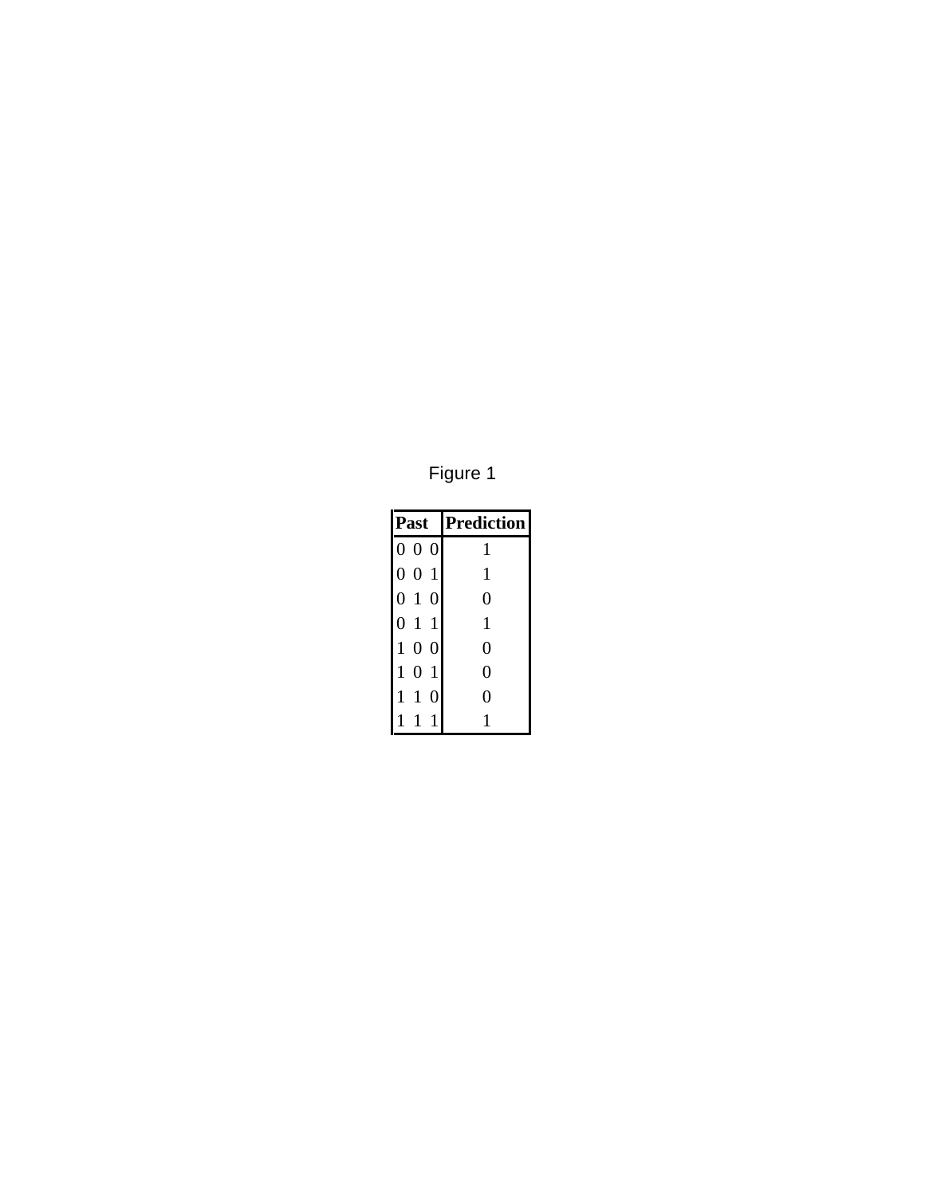Figure 1

| Past | Prediction |
|---|---|
| 0 0 0 | 1 |
| 0 0 1 | 1 |
| 0 1 0 | 0 |
| 0 1 1 | 1 |
| 1 0 0 | 0 |
| 1 0 1 | 0 |
| 1 1 0 | 0 |
| 1 1 1 | 1 |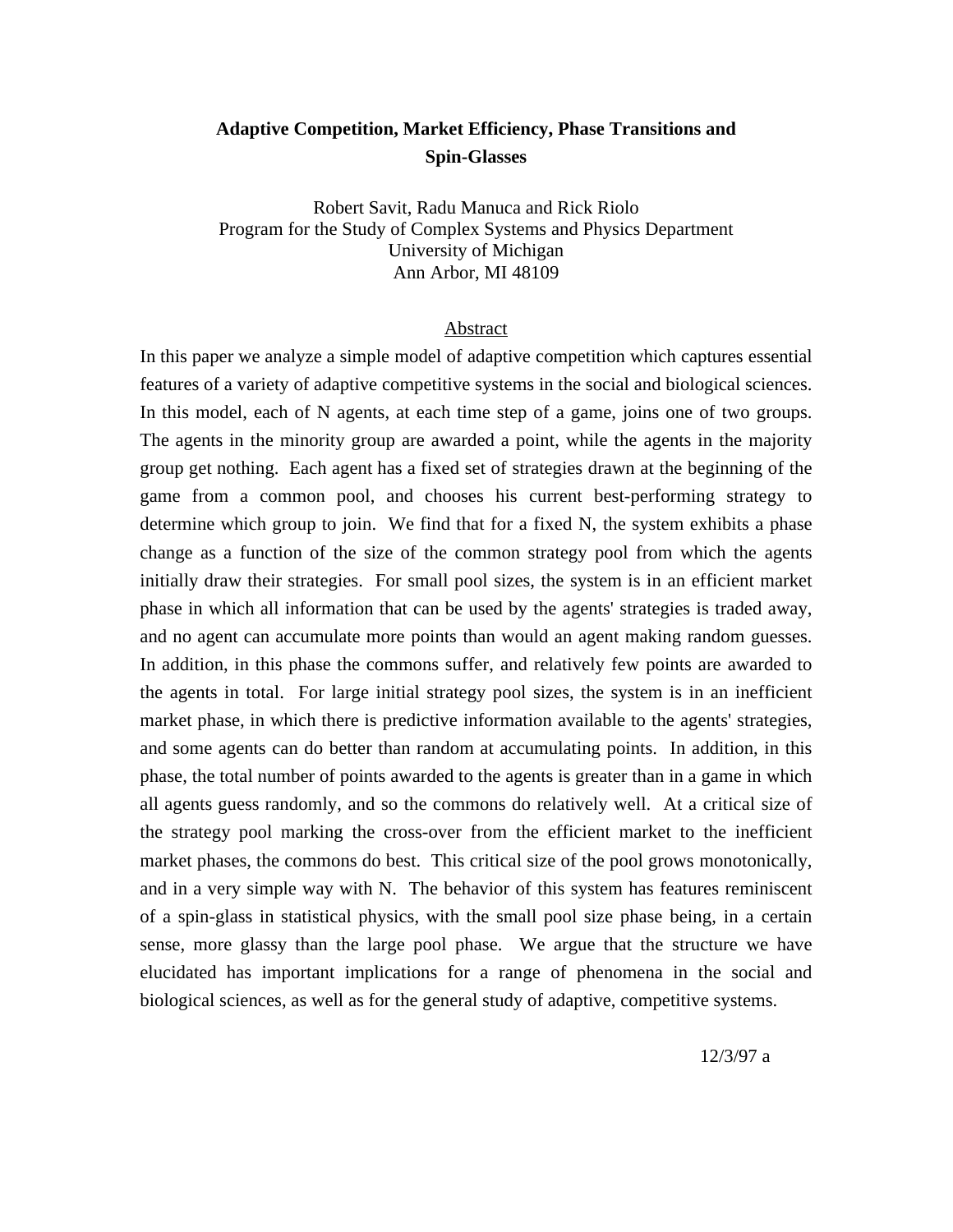# Adaptive Competition, Market Efficiency, Phase Transitions and Spin-Glasses

Robert Savit, Radu Manuca and Rick Riolo
Program for the Study of Complex Systems and Physics Department
University of Michigan
Ann Arbor, MI 48109

## Abstract

In this paper we analyze a simple model of adaptive competition which captures essential features of a variety of adaptive competitive systems in the social and biological sciences. In this model, each of N agents, at each time step of a game, joins one of two groups. The agents in the minority group are awarded a point, while the agents in the majority group get nothing. Each agent has a fixed set of strategies drawn at the beginning of the game from a common pool, and chooses his current best-performing strategy to determine which group to join. We find that for a fixed N, the system exhibits a phase change as a function of the size of the common strategy pool from which the agents initially draw their strategies. For small pool sizes, the system is in an efficient market phase in which all information that can be used by the agents' strategies is traded away, and no agent can accumulate more points than would an agent making random guesses. In addition, in this phase the commons suffer, and relatively few points are awarded to the agents in total. For large initial strategy pool sizes, the system is in an inefficient market phase, in which there is predictive information available to the agents' strategies, and some agents can do better than random at accumulating points. In addition, in this phase, the total number of points awarded to the agents is greater than in a game in which all agents guess randomly, and so the commons do relatively well. At a critical size of the strategy pool marking the cross-over from the efficient market to the inefficient market phases, the commons do best. This critical size of the pool grows monotonically, and in a very simple way with N. The behavior of this system has features reminiscent of a spin-glass in statistical physics, with the small pool size phase being, in a certain sense, more glassy than the large pool phase. We argue that the structure we have elucidated has important implications for a range of phenomena in the social and biological sciences, as well as for the general study of adaptive, competitive systems.

12/3/97 a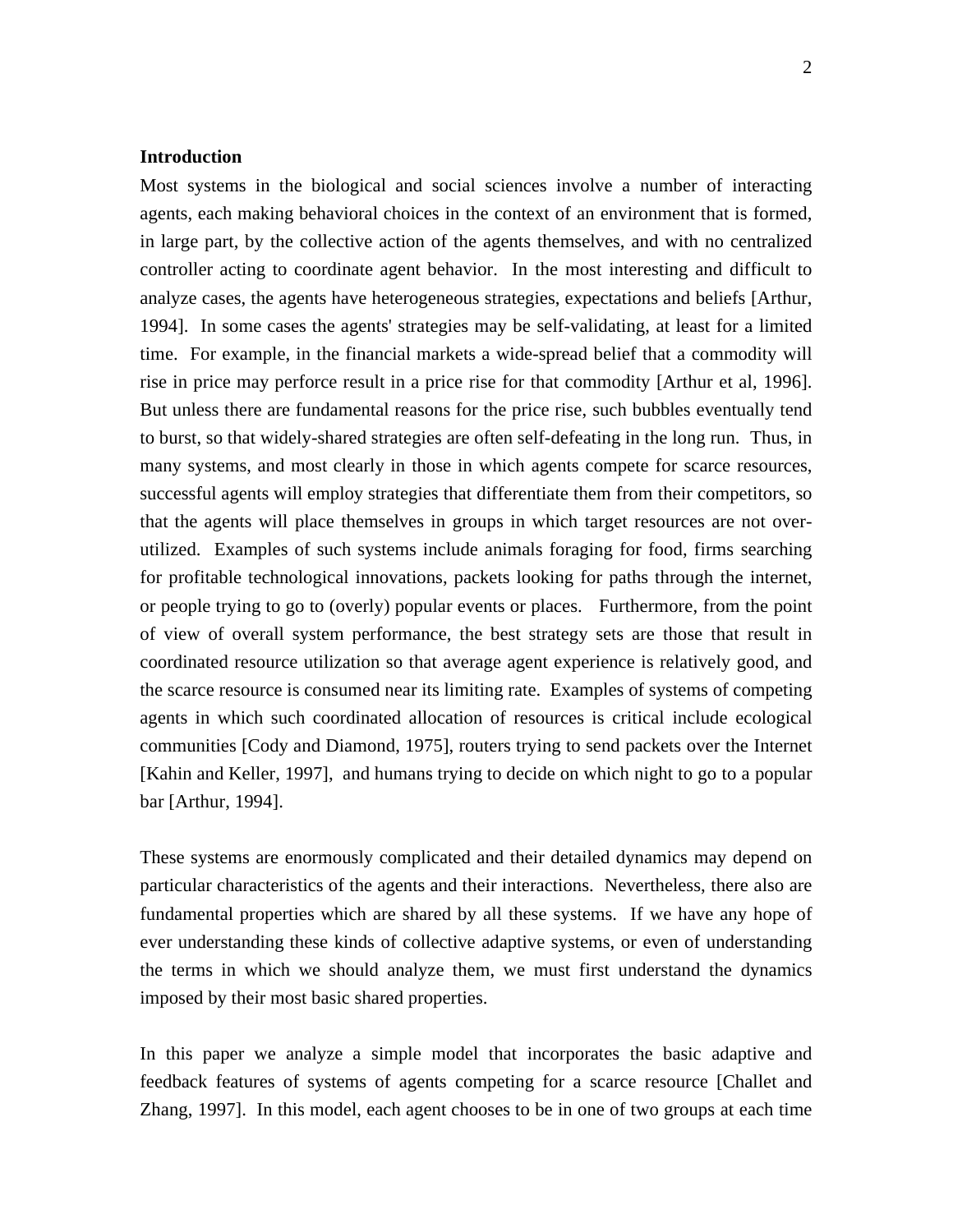## Introduction

Most systems in the biological and social sciences involve a number of interacting agents, each making behavioral choices in the context of an environment that is formed, in large part, by the collective action of the agents themselves, and with no centralized controller acting to coordinate agent behavior. In the most interesting and difficult to analyze cases, the agents have heterogeneous strategies, expectations and beliefs [Arthur, 1994]. In some cases the agents' strategies may be self-validating, at least for a limited time. For example, in the financial markets a wide-spread belief that a commodity will rise in price may perforce result in a price rise for that commodity [Arthur et al, 1996]. But unless there are fundamental reasons for the price rise, such bubbles eventually tend to burst, so that widely-shared strategies are often self-defeating in the long run. Thus, in many systems, and most clearly in those in which agents compete for scarce resources, successful agents will employ strategies that differentiate them from their competitors, so that the agents will place themselves in groups in which target resources are not over-utilized. Examples of such systems include animals foraging for food, firms searching for profitable technological innovations, packets looking for paths through the internet, or people trying to go to (overly) popular events or places. Furthermore, from the point of view of overall system performance, the best strategy sets are those that result in coordinated resource utilization so that average agent experience is relatively good, and the scarce resource is consumed near its limiting rate. Examples of systems of competing agents in which such coordinated allocation of resources is critical include ecological communities [Cody and Diamond, 1975], routers trying to send packets over the Internet [Kahin and Keller, 1997], and humans trying to decide on which night to go to a popular bar [Arthur, 1994].

These systems are enormously complicated and their detailed dynamics may depend on particular characteristics of the agents and their interactions. Nevertheless, there also are fundamental properties which are shared by all these systems. If we have any hope of ever understanding these kinds of collective adaptive systems, or even of understanding the terms in which we should analyze them, we must first understand the dynamics imposed by their most basic shared properties.

In this paper we analyze a simple model that incorporates the basic adaptive and feedback features of systems of agents competing for a scarce resource [Challet and Zhang, 1997]. In this model, each agent chooses to be in one of two groups at each time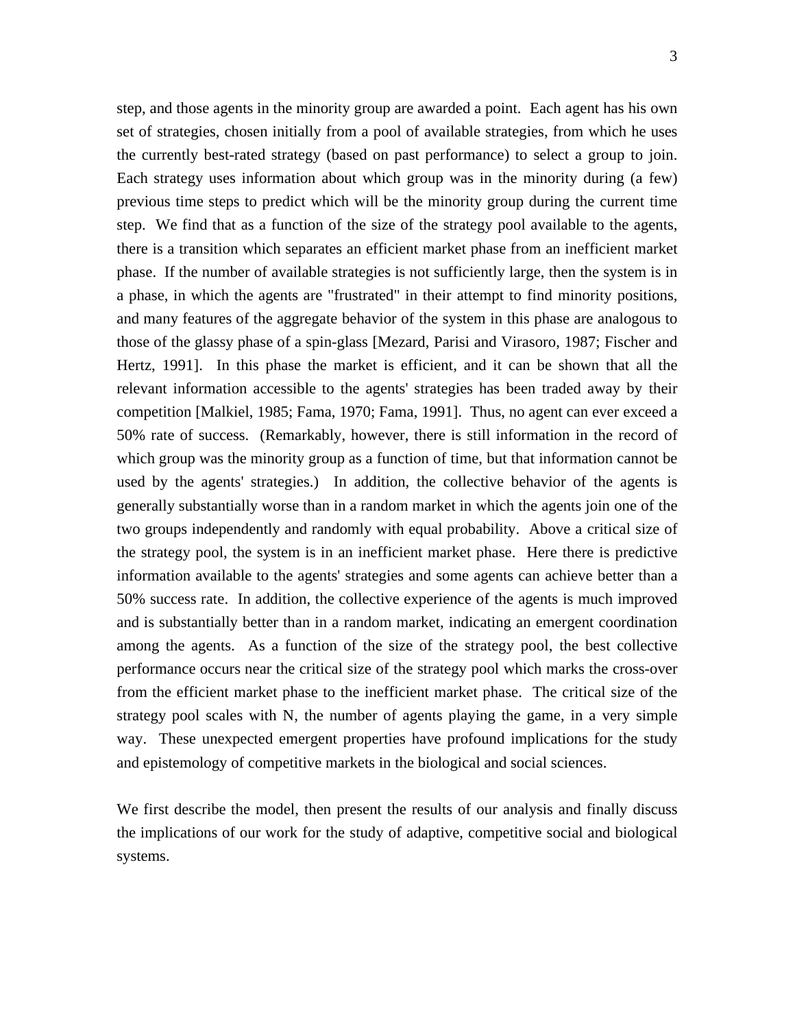step, and those agents in the minority group are awarded a point. Each agent has his own set of strategies, chosen initially from a pool of available strategies, from which he uses the currently best-rated strategy (based on past performance) to select a group to join. Each strategy uses information about which group was in the minority during (a few) previous time steps to predict which will be the minority group during the current time step. We find that as a function of the size of the strategy pool available to the agents, there is a transition which separates an efficient market phase from an inefficient market phase. If the number of available strategies is not sufficiently large, then the system is in a phase, in which the agents are "frustrated" in their attempt to find minority positions, and many features of the aggregate behavior of the system in this phase are analogous to those of the glassy phase of a spin-glass [Mezard, Parisi and Virasoro, 1987; Fischer and Hertz, 1991]. In this phase the market is efficient, and it can be shown that all the relevant information accessible to the agents' strategies has been traded away by their competition [Malkiel, 1985; Fama, 1970; Fama, 1991]. Thus, no agent can ever exceed a 50% rate of success. (Remarkably, however, there is still information in the record of which group was the minority group as a function of time, but that information cannot be used by the agents' strategies.) In addition, the collective behavior of the agents is generally substantially worse than in a random market in which the agents join one of the two groups independently and randomly with equal probability. Above a critical size of the strategy pool, the system is in an inefficient market phase. Here there is predictive information available to the agents' strategies and some agents can achieve better than a 50% success rate. In addition, the collective experience of the agents is much improved and is substantially better than in a random market, indicating an emergent coordination among the agents. As a function of the size of the strategy pool, the best collective performance occurs near the critical size of the strategy pool which marks the cross-over from the efficient market phase to the inefficient market phase. The critical size of the strategy pool scales with N, the number of agents playing the game, in a very simple way. These unexpected emergent properties have profound implications for the study and epistemology of competitive markets in the biological and social sciences.

We first describe the model, then present the results of our analysis and finally discuss the implications of our work for the study of adaptive, competitive social and biological systems.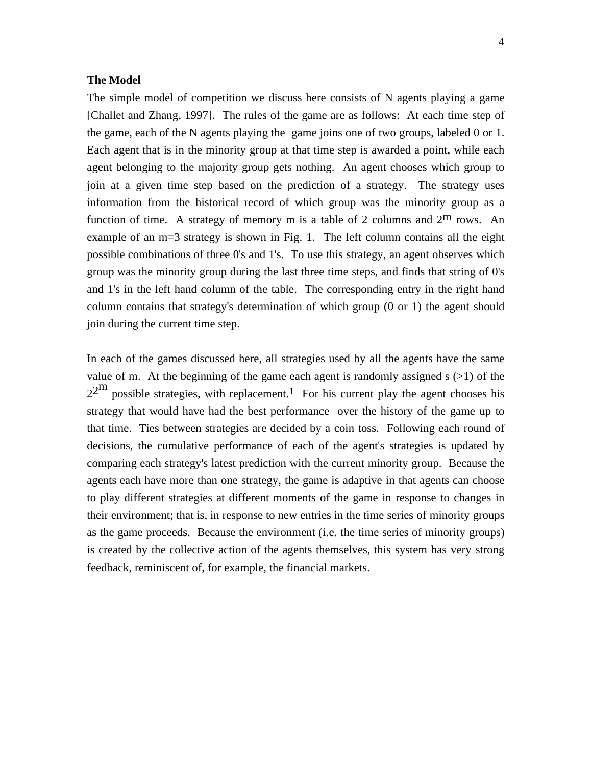**The Model**

The simple model of competition we discuss here consists of N agents playing a game [Challet and Zhang, 1997]. The rules of the game are as follows: At each time step of the game, each of the N agents playing the game joins one of two groups, labeled 0 or 1. Each agent that is in the minority group at that time step is awarded a point, while each agent belonging to the majority group gets nothing. An agent chooses which group to join at a given time step based on the prediction of a strategy. The strategy uses information from the historical record of which group was the minority group as a function of time. A strategy of memory m is a table of 2 columns and $2^m$ rows. An example of an m=3 strategy is shown in Fig. 1. The left column contains all the eight possible combinations of three 0's and 1's. To use this strategy, an agent observes which group was the minority group during the last three time steps, and finds that string of 0's and 1's in the left hand column of the table. The corresponding entry in the right hand column contains that strategy's determination of which group (0 or 1) the agent should join during the current time step.

In each of the games discussed here, all strategies used by all the agents have the same value of m. At the beginning of the game each agent is randomly assigned s (>1) of the $2^{2^m}$ possible strategies, with replacement.[1] For his current play the agent chooses his strategy that would have had the best performance over the history of the game up to that time. Ties between strategies are decided by a coin toss. Following each round of decisions, the cumulative performance of each of the agent's strategies is updated by comparing each strategy's latest prediction with the current minority group. Because the agents each have more than one strategy, the game is adaptive in that agents can choose to play different strategies at different moments of the game in response to changes in their environment; that is, in response to new entries in the time series of minority groups as the game proceeds. Because the environment (i.e. the time series of minority groups) is created by the collective action of the agents themselves, this system has very strong feedback, reminiscent of, for example, the financial markets.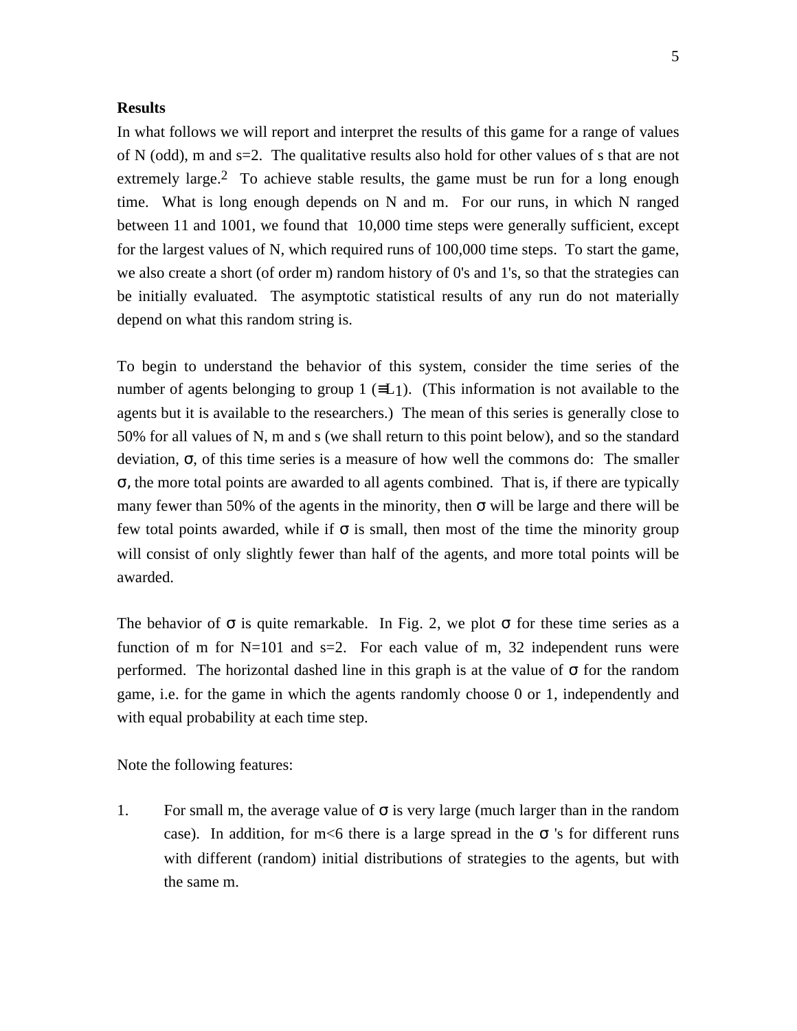**Results**

In what follows we will report and interpret the results of this game for a range of values of N (odd), m and s=2. The qualitative results also hold for other values of s that are not extremely large.[2] To achieve stable results, the game must be run for a long enough time. What is long enough depends on N and m. For our runs, in which N ranged between 11 and 1001, we found that 10,000 time steps were generally sufficient, except for the largest values of N, which required runs of 100,000 time steps. To start the game, we also create a short (of order m) random history of 0's and 1's, so that the strategies can be initially evaluated. The asymptotic statistical results of any run do not materially depend on what this random string is.

To begin to understand the behavior of this system, consider the time series of the number of agents belonging to group 1 ($\equiv L_1$). (This information is not available to the agents but it is available to the researchers.) The mean of this series is generally close to 50% for all values of N, m and s (we shall return to this point below), and so the standard deviation, $\sigma$, of this time series is a measure of how well the commons do: The smaller $\sigma$, the more total points are awarded to all agents combined. That is, if there are typically many fewer than 50% of the agents in the minority, then $\sigma$ will be large and there will be few total points awarded, while if $\sigma$ is small, then most of the time the minority group will consist of only slightly fewer than half of the agents, and more total points will be awarded.

The behavior of $\sigma$ is quite remarkable. In Fig. 2, we plot $\sigma$ for these time series as a function of m for N=101 and s=2. For each value of m, 32 independent runs were performed. The horizontal dashed line in this graph is at the value of $\sigma$ for the random game, i.e. for the game in which the agents randomly choose 0 or 1, independently and with equal probability at each time step.

Note the following features:

1. For small m, the average value of $\sigma$ is very large (much larger than in the random case). In addition, for m<6 there is a large spread in the $\sigma$ 's for different runs with different (random) initial distributions of strategies to the agents, but with the same m.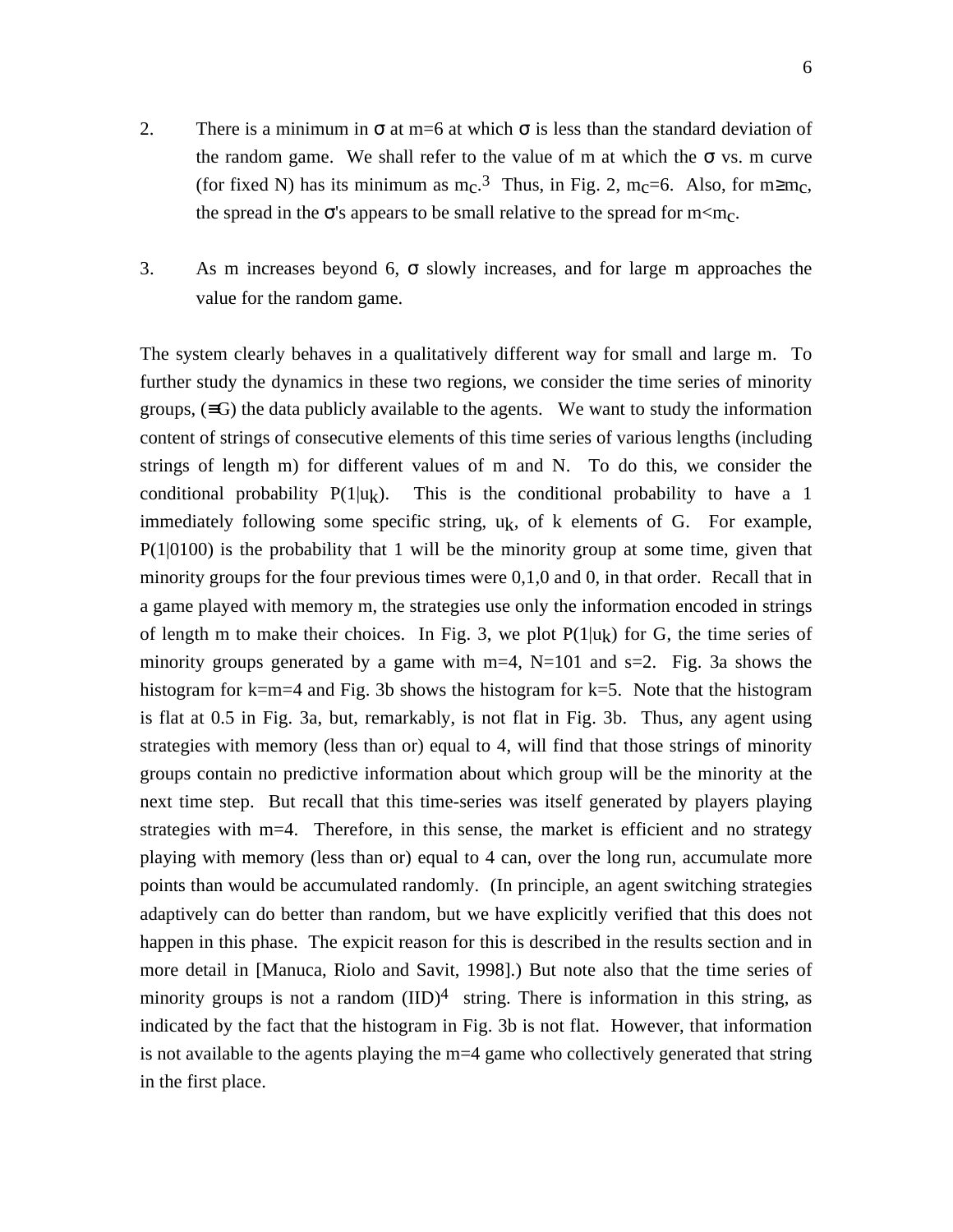2. There is a minimum in $\sigma$ at m=6 at which $\sigma$ is less than the standard deviation of the random game. We shall refer to the value of m at which the $\sigma$ vs. m curve (for fixed N) has its minimum as $m_c$.[3] Thus, in Fig. 2, $m_c$=6. Also, for $m \geq m_c$, the spread in the $\sigma$'s appears to be small relative to the spread for $m<m_c$.

3. As m increases beyond 6, $\sigma$ slowly increases, and for large m approaches the value for the random game.

The system clearly behaves in a qualitatively different way for small and large m. To further study the dynamics in these two regions, we consider the time series of minority groups, ($\equiv$G) the data publicly available to the agents. We want to study the information content of strings of consecutive elements of this time series of various lengths (including strings of length m) for different values of m and N. To do this, we consider the conditional probability $P(1|u_k)$. This is the conditional probability to have a 1 immediately following some specific string, $u_k$, of k elements of G. For example, P(1|0100) is the probability that 1 will be the minority group at some time, given that minority groups for the four previous times were 0,1,0 and 0, in that order. Recall that in a game played with memory m, the strategies use only the information encoded in strings of length m to make their choices. In Fig. 3, we plot $P(1|u_k)$ for G, the time series of minority groups generated by a game with m=4, N=101 and s=2. Fig. 3a shows the histogram for k=m=4 and Fig. 3b shows the histogram for k=5. Note that the histogram is flat at 0.5 in Fig. 3a, but, remarkably, is not flat in Fig. 3b. Thus, any agent using strategies with memory (less than or) equal to 4, will find that those strings of minority groups contain no predictive information about which group will be the minority at the next time step. But recall that this time-series was itself generated by players playing strategies with m=4. Therefore, in this sense, the market is efficient and no strategy playing with memory (less than or) equal to 4 can, over the long run, accumulate more points than would be accumulated randomly. (In principle, an agent switching strategies adaptively can do better than random, but we have explicitly verified that this does not happen in this phase. The expicit reason for this is described in the results section and in more detail in [Manuca, Riolo and Savit, 1998].) But note also that the time series of minority groups is not a random (IID)[4] string. There is information in this string, as indicated by the fact that the histogram in Fig. 3b is not flat. However, that information is not available to the agents playing the m=4 game who collectively generated that string in the first place.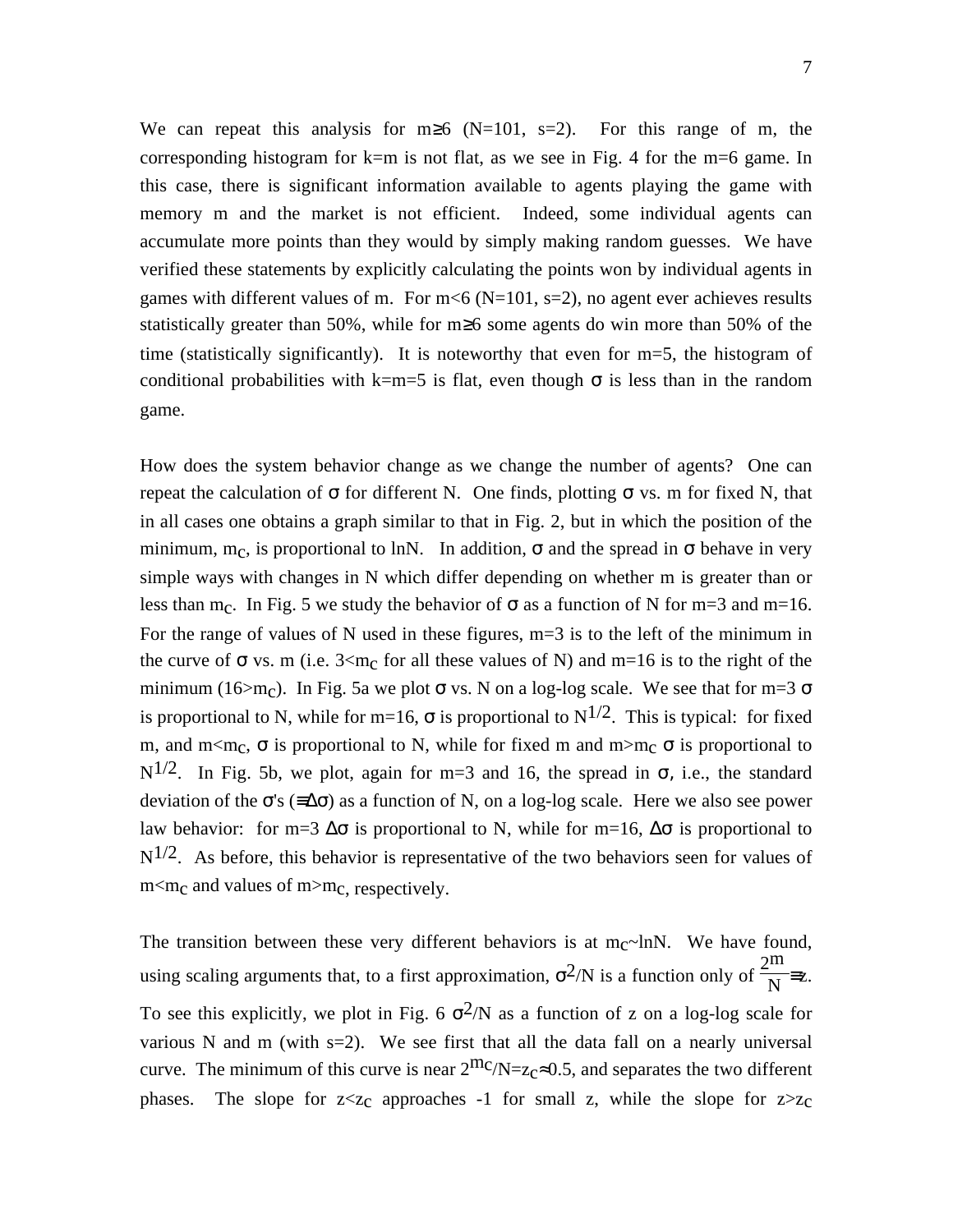We can repeat this analysis for $m \geq 6$ ($N=101$, $s=2$). For this range of m, the corresponding histogram for $k=m$ is not flat, as we see in Fig. 4 for the $m=6$ game. In this case, there is significant information available to agents playing the game with memory m and the market is not efficient. Indeed, some individual agents can accumulate more points than they would by simply making random guesses. We have verified these statements by explicitly calculating the points won by individual agents in games with different values of m. For $m<6$ ($N=101$, $s=2$), no agent ever achieves results statistically greater than 50%, while for $m \geq 6$ some agents do win more than 50% of the time (statistically significantly). It is noteworthy that even for $m=5$, the histogram of conditional probabilities with $k=m=5$ is flat, even though $\sigma$ is less than in the random game.

How does the system behavior change as we change the number of agents? One can repeat the calculation of $\sigma$ for different N. One finds, plotting $\sigma$ vs. m for fixed N, that in all cases one obtains a graph similar to that in Fig. 2, but in which the position of the minimum, $m_C$, is proportional to lnN. In addition, $\sigma$ and the spread in $\sigma$ behave in very simple ways with changes in N which differ depending on whether m is greater than or less than $m_C$. In Fig. 5 we study the behavior of $\sigma$ as a function of N for $m=3$ and $m=16$. For the range of values of N used in these figures, $m=3$ is to the left of the minimum in the curve of $\sigma$ vs. m (i.e. $3<m_C$ for all these values of N) and $m=16$ is to the right of the minimum ($16>m_C$). In Fig. 5a we plot $\sigma$ vs. N on a log-log scale. We see that for $m=3$ $\sigma$ is proportional to N, while for $m=16$, $\sigma$ is proportional to $N^{1/2}$. This is typical: for fixed m, and $m<m_C$, $\sigma$ is proportional to N, while for fixed m and $m>m_C$ $\sigma$ is proportional to $N^{1/2}$. In Fig. 5b, we plot, again for $m=3$ and 16, the spread in $\sigma$, i.e., the standard deviation of the $\sigma$'s ($\equiv\Delta\sigma$) as a function of N, on a log-log scale. Here we also see power law behavior: for $m=3$ $\Delta\sigma$ is proportional to N, while for $m=16$, $\Delta\sigma$ is proportional to $N^{1/2}$. As before, this behavior is representative of the two behaviors seen for values of $m<m_C$ and values of $m>m_C$, respectively.

The transition between these very different behaviors is at $m_C \sim \ln N$. We have found, using scaling arguments that, to a first approximation, $\sigma^2/N$ is a function only of $\frac{2^m}{N} \equiv z$. To see this explicitly, we plot in Fig. 6 $\sigma^2/N$ as a function of z on a log-log scale for various N and m (with $s=2$). We see first that all the data fall on a nearly universal curve. The minimum of this curve is near $2^{m_C}/N=z_C \approx 0.5$, and separates the two different phases. The slope for $z<z_C$ approaches -1 for small z, while the slope for $z>z_C$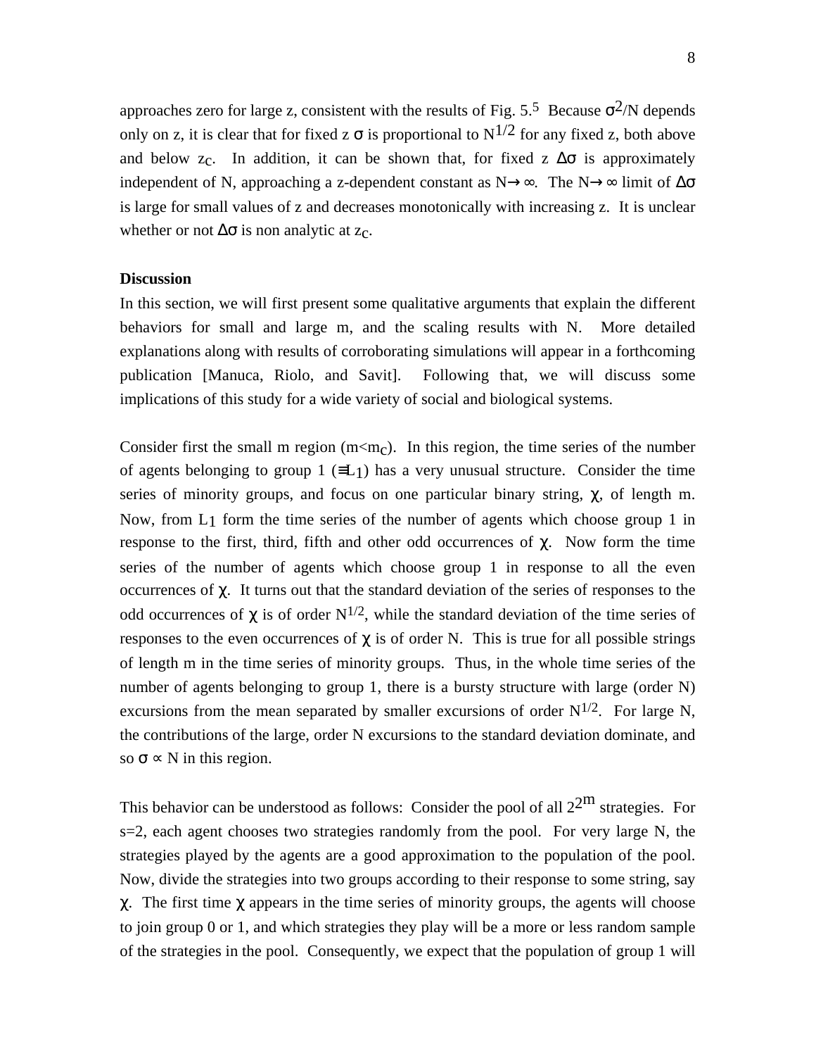approaches zero for large z, consistent with the results of Fig. 5.[5] Because $\sigma^2/N$ depends only on z, it is clear that for fixed z $\sigma$ is proportional to $N^{1/2}$ for any fixed z, both above and below $z_c$. In addition, it can be shown that, for fixed z $\Delta\sigma$ is approximately independent of N, approaching a z-dependent constant as $N\rightarrow\infty$. The $N\rightarrow\infty$ limit of $\Delta\sigma$ is large for small values of z and decreases monotonically with increasing z. It is unclear whether or not $\Delta\sigma$ is non analytic at $z_c$.

**Discussion**

In this section, we will first present some qualitative arguments that explain the different behaviors for small and large m, and the scaling results with N. More detailed explanations along with results of corroborating simulations will appear in a forthcoming publication [Manuca, Riolo, and Savit]. Following that, we will discuss some implications of this study for a wide variety of social and biological systems.

Consider first the small m region ($m<m_c$). In this region, the time series of the number of agents belonging to group 1 ($\equiv L_1$) has a very unusual structure. Consider the time series of minority groups, and focus on one particular binary string, $\chi$, of length m. Now, from $L_1$ form the time series of the number of agents which choose group 1 in response to the first, third, fifth and other odd occurrences of $\chi$. Now form the time series of the number of agents which choose group 1 in response to all the even occurrences of $\chi$. It turns out that the standard deviation of the series of responses to the odd occurrences of $\chi$ is of order $N^{1/2}$, while the standard deviation of the time series of responses to the even occurrences of $\chi$ is of order N. This is true for all possible strings of length m in the time series of minority groups. Thus, in the whole time series of the number of agents belonging to group 1, there is a bursty structure with large (order N) excursions from the mean separated by smaller excursions of order $N^{1/2}$. For large N, the contributions of the large, order N excursions to the standard deviation dominate, and so $\sigma \propto N$ in this region.

This behavior can be understood as follows: Consider the pool of all $2^{2^m}$ strategies. For s=2, each agent chooses two strategies randomly from the pool. For very large N, the strategies played by the agents are a good approximation to the population of the pool. Now, divide the strategies into two groups according to their response to some string, say $\chi$. The first time $\chi$ appears in the time series of minority groups, the agents will choose to join group 0 or 1, and which strategies they play will be a more or less random sample of the strategies in the pool. Consequently, we expect that the population of group 1 will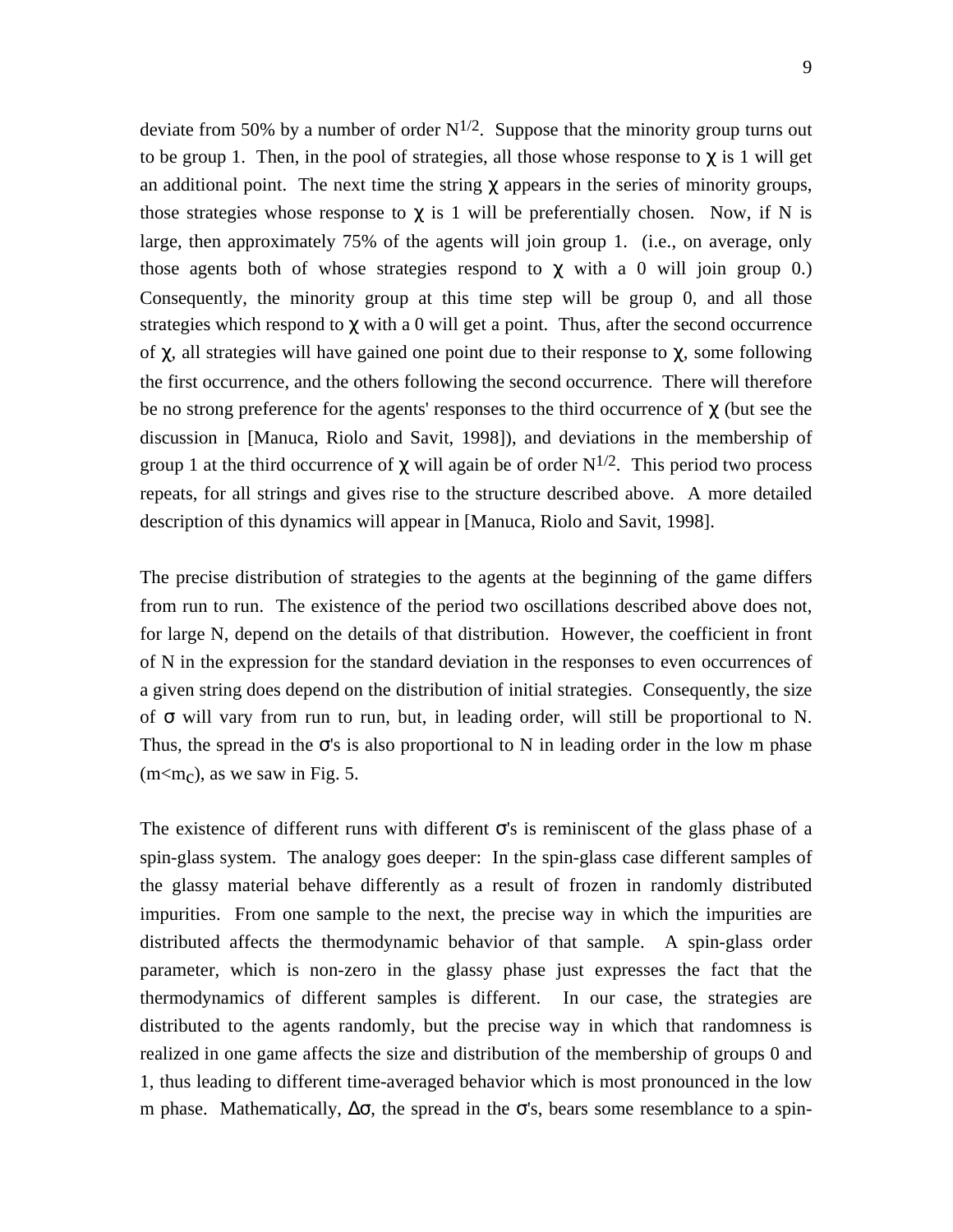deviate from 50% by a number of order $N^{1/2}$. Suppose that the minority group turns out to be group 1. Then, in the pool of strategies, all those whose response to $\chi$ is 1 will get an additional point. The next time the string $\chi$ appears in the series of minority groups, those strategies whose response to $\chi$ is 1 will be preferentially chosen. Now, if N is large, then approximately 75% of the agents will join group 1. (i.e., on average, only those agents both of whose strategies respond to $\chi$ with a 0 will join group 0.) Consequently, the minority group at this time step will be group 0, and all those strategies which respond to $\chi$ with a 0 will get a point. Thus, after the second occurrence of $\chi$, all strategies will have gained one point due to their response to $\chi$, some following the first occurrence, and the others following the second occurrence. There will therefore be no strong preference for the agents' responses to the third occurrence of $\chi$ (but see the discussion in [Manuca, Riolo and Savit, 1998]), and deviations in the membership of group 1 at the third occurrence of $\chi$ will again be of order $N^{1/2}$. This period two process repeats, for all strings and gives rise to the structure described above. A more detailed description of this dynamics will appear in [Manuca, Riolo and Savit, 1998].

The precise distribution of strategies to the agents at the beginning of the game differs from run to run. The existence of the period two oscillations described above does not, for large N, depend on the details of that distribution. However, the coefficient in front of N in the expression for the standard deviation in the responses to even occurrences of a given string does depend on the distribution of initial strategies. Consequently, the size of $\sigma$ will vary from run to run, but, in leading order, will still be proportional to N. Thus, the spread in the $\sigma$'s is also proportional to N in leading order in the low m phase ($m<m_C$), as we saw in Fig. 5.

The existence of different runs with different $\sigma$'s is reminiscent of the glass phase of a spin-glass system. The analogy goes deeper: In the spin-glass case different samples of the glassy material behave differently as a result of frozen in randomly distributed impurities. From one sample to the next, the precise way in which the impurities are distributed affects the thermodynamic behavior of that sample. A spin-glass order parameter, which is non-zero in the glassy phase just expresses the fact that the thermodynamics of different samples is different. In our case, the strategies are distributed to the agents randomly, but the precise way in which that randomness is realized in one game affects the size and distribution of the membership of groups 0 and 1, thus leading to different time-averaged behavior which is most pronounced in the low m phase. Mathematically, $\Delta\sigma$, the spread in the $\sigma$'s, bears some resemblance to a spin-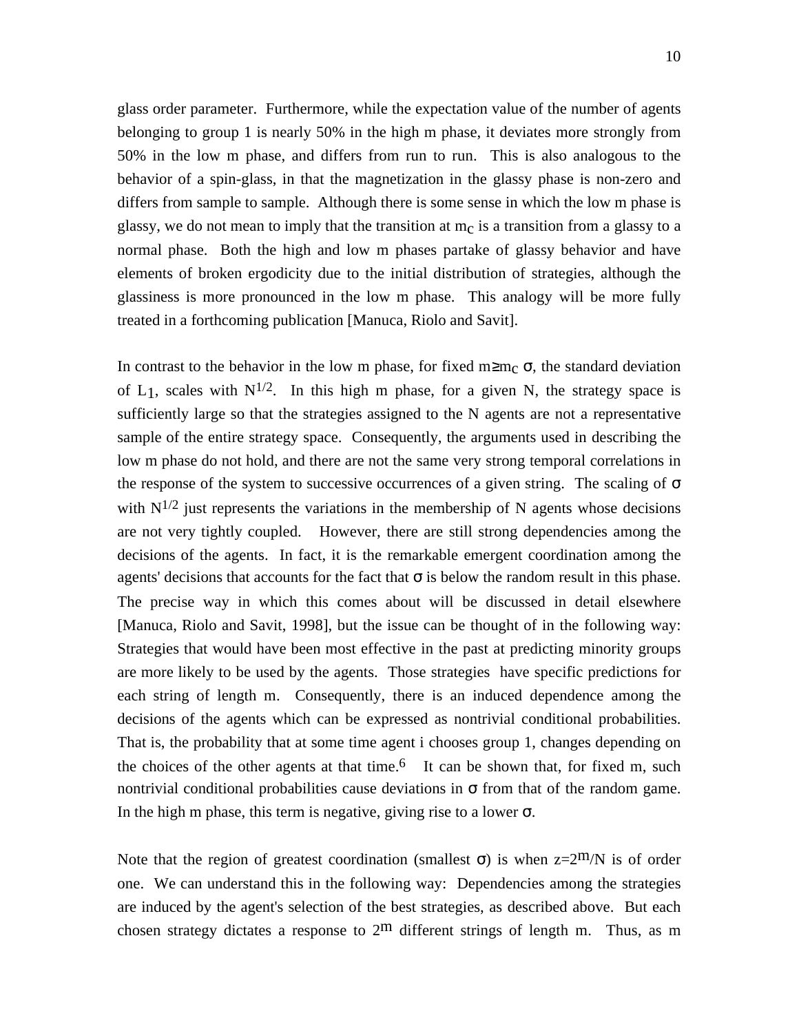glass order parameter. Furthermore, while the expectation value of the number of agents belonging to group 1 is nearly 50% in the high m phase, it deviates more strongly from 50% in the low m phase, and differs from run to run. This is also analogous to the behavior of a spin-glass, in that the magnetization in the glassy phase is non-zero and differs from sample to sample. Although there is some sense in which the low m phase is glassy, we do not mean to imply that the transition at $m_c$ is a transition from a glassy to a normal phase. Both the high and low m phases partake of glassy behavior and have elements of broken ergodicity due to the initial distribution of strategies, although the glassiness is more pronounced in the low m phase. This analogy will be more fully treated in a forthcoming publication [Manuca, Riolo and Savit].

In contrast to the behavior in the low m phase, for fixed $m \geq m_c$ $\sigma$, the standard deviation of $L_1$, scales with $N^{1/2}$. In this high m phase, for a given N, the strategy space is sufficiently large so that the strategies assigned to the N agents are not a representative sample of the entire strategy space. Consequently, the arguments used in describing the low m phase do not hold, and there are not the same very strong temporal correlations in the response of the system to successive occurrences of a given string. The scaling of $\sigma$ with $N^{1/2}$ just represents the variations in the membership of N agents whose decisions are not very tightly coupled. However, there are still strong dependencies among the decisions of the agents. In fact, it is the remarkable emergent coordination among the agents' decisions that accounts for the fact that $\sigma$ is below the random result in this phase. The precise way in which this comes about will be discussed in detail elsewhere [Manuca, Riolo and Savit, 1998], but the issue can be thought of in the following way: Strategies that would have been most effective in the past at predicting minority groups are more likely to be used by the agents. Those strategies have specific predictions for each string of length m. Consequently, there is an induced dependence among the decisions of the agents which can be expressed as nontrivial conditional probabilities. That is, the probability that at some time agent i chooses group 1, changes depending on the choices of the other agents at that time.[6] It can be shown that, for fixed m, such nontrivial conditional probabilities cause deviations in $\sigma$ from that of the random game. In the high m phase, this term is negative, giving rise to a lower $\sigma$.

Note that the region of greatest coordination (smallest $\sigma$) is when $z=2^m/N$ is of order one. We can understand this in the following way: Dependencies among the strategies are induced by the agent's selection of the best strategies, as described above. But each chosen strategy dictates a response to $2^m$ different strings of length m. Thus, as m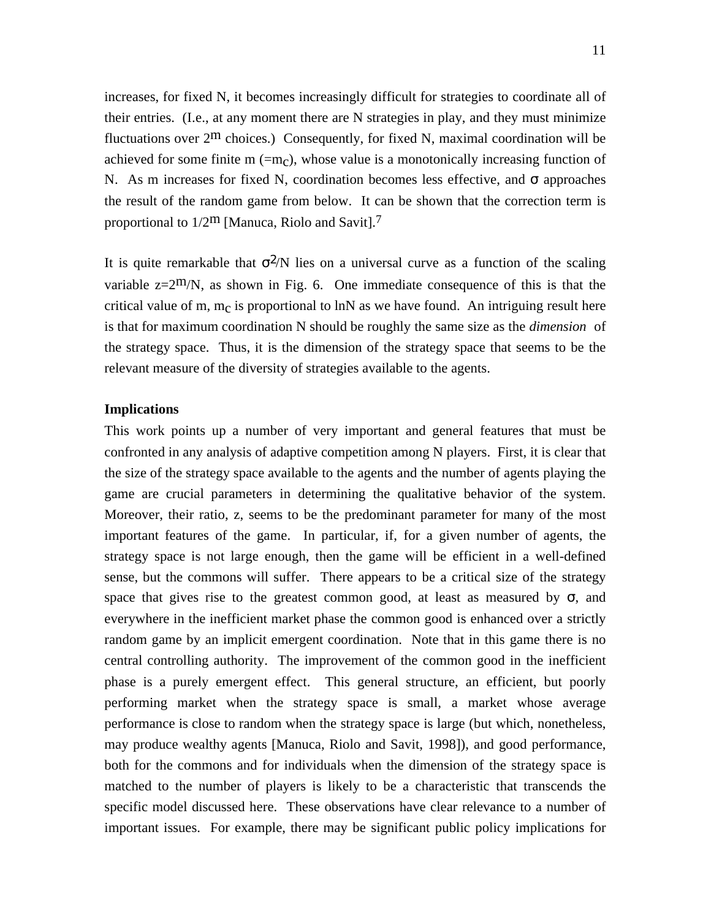increases, for fixed N, it becomes increasingly difficult for strategies to coordinate all of their entries. (I.e., at any moment there are N strategies in play, and they must minimize fluctuations over $2^m$ choices.) Consequently, for fixed N, maximal coordination will be achieved for some finite m (=$m_c$), whose value is a monotonically increasing function of N. As m increases for fixed N, coordination becomes less effective, and $\sigma$ approaches the result of the random game from below. It can be shown that the correction term is proportional to $1/2^m$ [Manuca, Riolo and Savit].[7]

It is quite remarkable that $\sigma^2/N$ lies on a universal curve as a function of the scaling variable $z=2^m/N$, as shown in Fig. 6. One immediate consequence of this is that the critical value of m, $m_c$ is proportional to lnN as we have found. An intriguing result here is that for maximum coordination N should be roughly the same size as the *dimension* of the strategy space. Thus, it is the dimension of the strategy space that seems to be the relevant measure of the diversity of strategies available to the agents.

**Implications**

This work points up a number of very important and general features that must be confronted in any analysis of adaptive competition among N players. First, it is clear that the size of the strategy space available to the agents and the number of agents playing the game are crucial parameters in determining the qualitative behavior of the system. Moreover, their ratio, z, seems to be the predominant parameter for many of the most important features of the game. In particular, if, for a given number of agents, the strategy space is not large enough, then the game will be efficient in a well-defined sense, but the commons will suffer. There appears to be a critical size of the strategy space that gives rise to the greatest common good, at least as measured by $\sigma$, and everywhere in the inefficient market phase the common good is enhanced over a strictly random game by an implicit emergent coordination. Note that in this game there is no central controlling authority. The improvement of the common good in the inefficient phase is a purely emergent effect. This general structure, an efficient, but poorly performing market when the strategy space is small, a market whose average performance is close to random when the strategy space is large (but which, nonetheless, may produce wealthy agents [Manuca, Riolo and Savit, 1998]), and good performance, both for the commons and for individuals when the dimension of the strategy space is matched to the number of players is likely to be a characteristic that transcends the specific model discussed here. These observations have clear relevance to a number of important issues. For example, there may be significant public policy implications for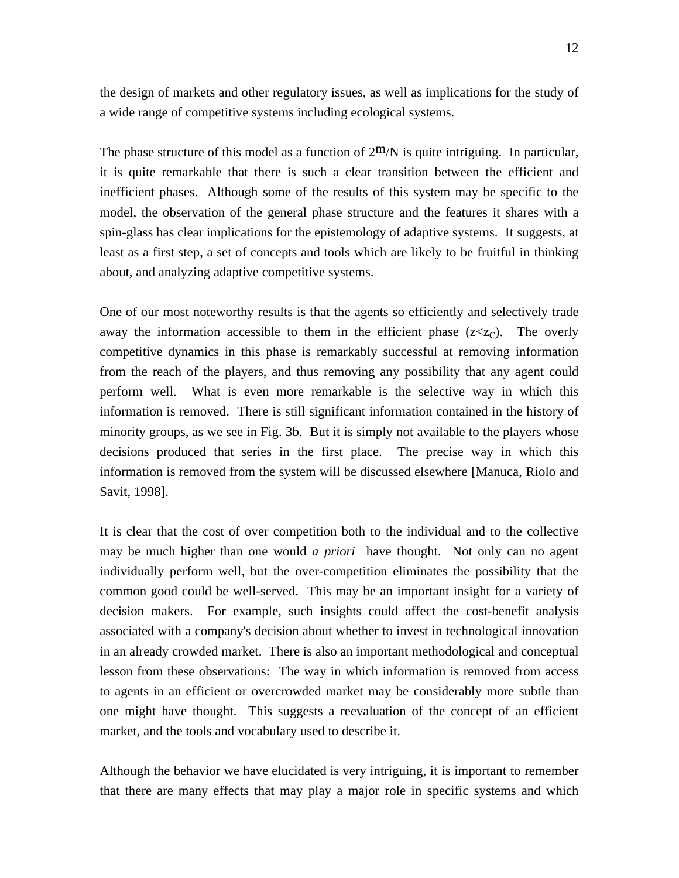the design of markets and other regulatory issues, as well as implications for the study of a wide range of competitive systems including ecological systems.

The phase structure of this model as a function of $2^m/N$ is quite intriguing. In particular, it is quite remarkable that there is such a clear transition between the efficient and inefficient phases. Although some of the results of this system may be specific to the model, the observation of the general phase structure and the features it shares with a spin-glass has clear implications for the epistemology of adaptive systems. It suggests, at least as a first step, a set of concepts and tools which are likely to be fruitful in thinking about, and analyzing adaptive competitive systems.

One of our most noteworthy results is that the agents so efficiently and selectively trade away the information accessible to them in the efficient phase ($z<z_c$). The overly competitive dynamics in this phase is remarkably successful at removing information from the reach of the players, and thus removing any possibility that any agent could perform well. What is even more remarkable is the selective way in which this information is removed. There is still significant information contained in the history of minority groups, as we see in Fig. 3b. But it is simply not available to the players whose decisions produced that series in the first place. The precise way in which this information is removed from the system will be discussed elsewhere [Manuca, Riolo and Savit, 1998].

It is clear that the cost of over competition both to the individual and to the collective may be much higher than one would *a priori* have thought. Not only can no agent individually perform well, but the over-competition eliminates the possibility that the common good could be well-served. This may be an important insight for a variety of decision makers. For example, such insights could affect the cost-benefit analysis associated with a company's decision about whether to invest in technological innovation in an already crowded market. There is also an important methodological and conceptual lesson from these observations: The way in which information is removed from access to agents in an efficient or overcrowded market may be considerably more subtle than one might have thought. This suggests a reevaluation of the concept of an efficient market, and the tools and vocabulary used to describe it.

Although the behavior we have elucidated is very intriguing, it is important to remember that there are many effects that may play a major role in specific systems and which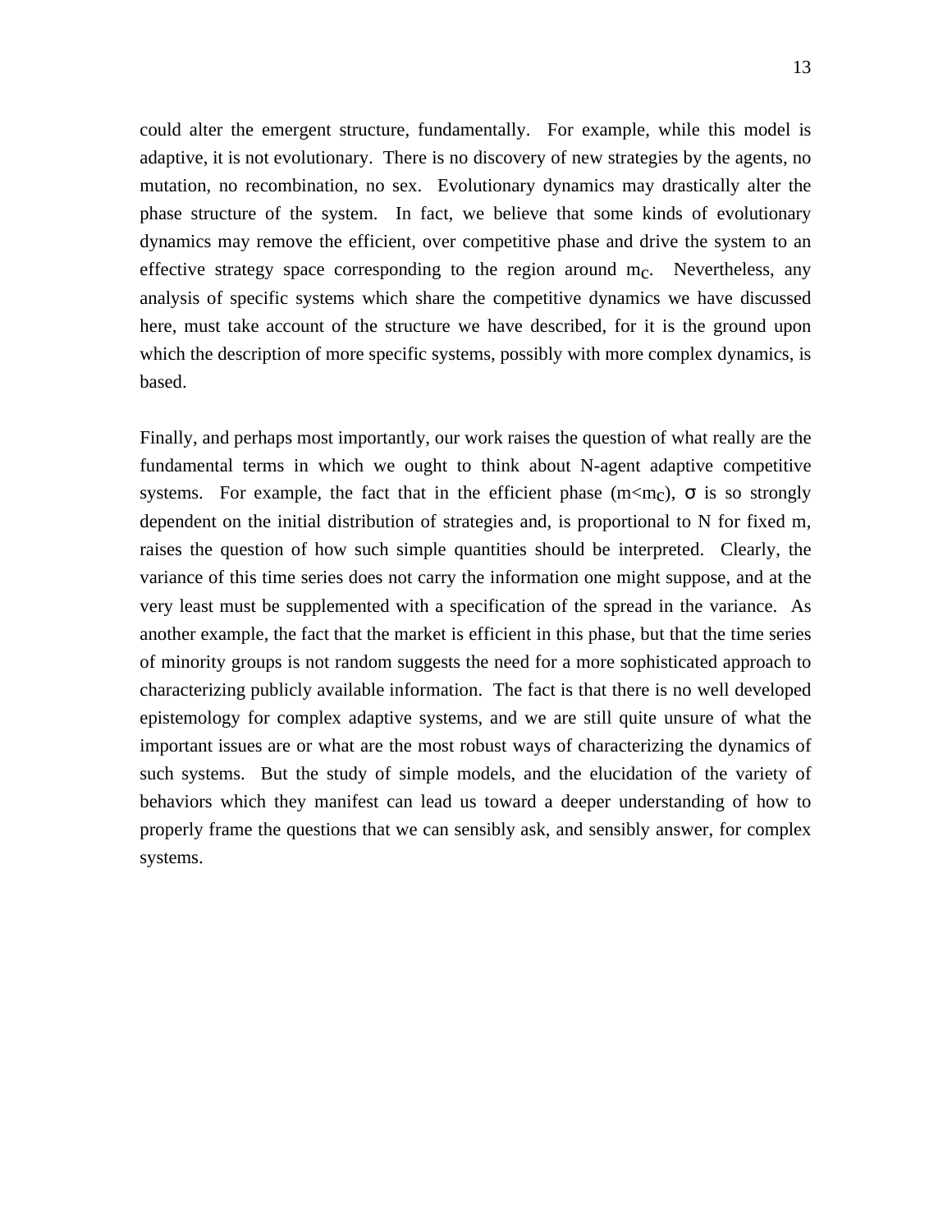could alter the emergent structure, fundamentally. For example, while this model is adaptive, it is not evolutionary. There is no discovery of new strategies by the agents, no mutation, no recombination, no sex. Evolutionary dynamics may drastically alter the phase structure of the system. In fact, we believe that some kinds of evolutionary dynamics may remove the efficient, over competitive phase and drive the system to an effective strategy space corresponding to the region around $m_C$. Nevertheless, any analysis of specific systems which share the competitive dynamics we have discussed here, must take account of the structure we have described, for it is the ground upon which the description of more specific systems, possibly with more complex dynamics, is based.

Finally, and perhaps most importantly, our work raises the question of what really are the fundamental terms in which we ought to think about N-agent adaptive competitive systems. For example, the fact that in the efficient phase ($m<m_C$), $\sigma$ is so strongly dependent on the initial distribution of strategies and, is proportional to N for fixed m, raises the question of how such simple quantities should be interpreted. Clearly, the variance of this time series does not carry the information one might suppose, and at the very least must be supplemented with a specification of the spread in the variance. As another example, the fact that the market is efficient in this phase, but that the time series of minority groups is not random suggests the need for a more sophisticated approach to characterizing publicly available information. The fact is that there is no well developed epistemology for complex adaptive systems, and we are still quite unsure of what the important issues are or what are the most robust ways of characterizing the dynamics of such systems. But the study of simple models, and the elucidation of the variety of behaviors which they manifest can lead us toward a deeper understanding of how to properly frame the questions that we can sensibly ask, and sensibly answer, for complex systems.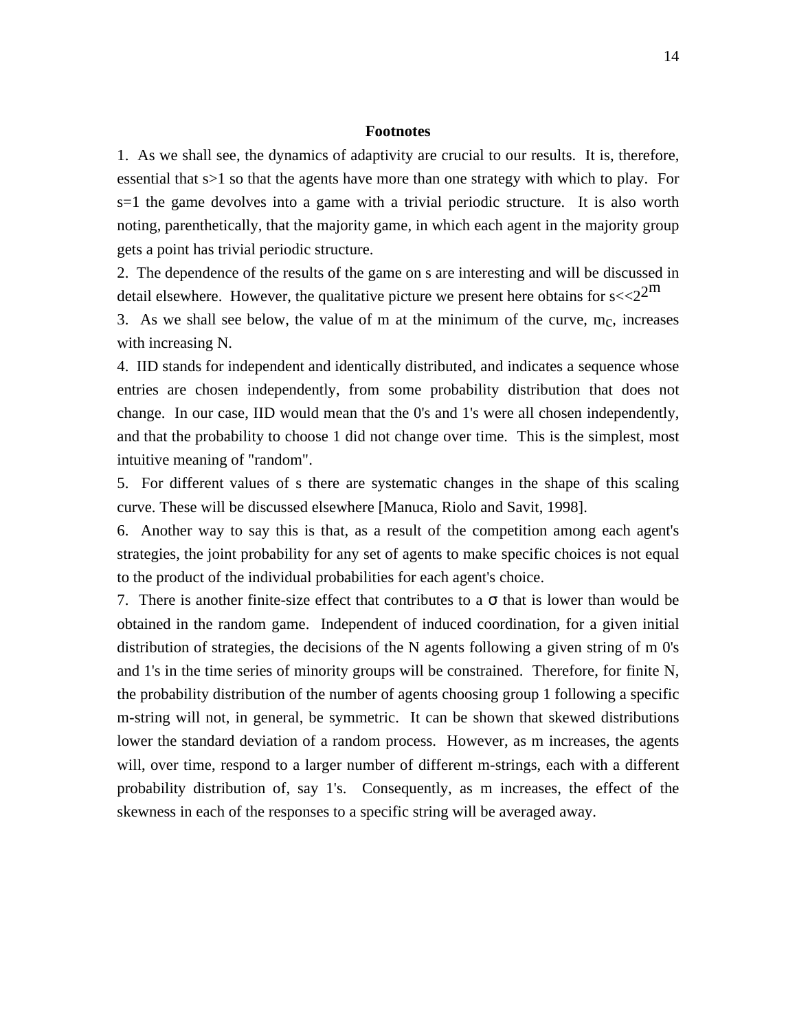## Footnotes

1. As we shall see, the dynamics of adaptivity are crucial to our results. It is, therefore, essential that $s>1$ so that the agents have more than one strategy with which to play. For $s=1$ the game devolves into a game with a trivial periodic structure. It is also worth noting, parenthetically, that the majority game, in which each agent in the majority group gets a point has trivial periodic structure.

2. The dependence of the results of the game on s are interesting and will be discussed in detail elsewhere. However, the qualitative picture we present here obtains for $s<<2^{2^m}$

3. As we shall see below, the value of m at the minimum of the curve, $m_c$, increases with increasing N.

4. IID stands for independent and identically distributed, and indicates a sequence whose entries are chosen independently, from some probability distribution that does not change. In our case, IID would mean that the 0's and 1's were all chosen independently, and that the probability to choose 1 did not change over time. This is the simplest, most intuitive meaning of "random".

5. For different values of s there are systematic changes in the shape of this scaling curve. These will be discussed elsewhere [Manuca, Riolo and Savit, 1998].

6. Another way to say this is that, as a result of the competition among each agent's strategies, the joint probability for any set of agents to make specific choices is not equal to the product of the individual probabilities for each agent's choice.

7. There is another finite-size effect that contributes to a $\sigma$ that is lower than would be obtained in the random game. Independent of induced coordination, for a given initial distribution of strategies, the decisions of the N agents following a given string of m 0's and 1's in the time series of minority groups will be constrained. Therefore, for finite N, the probability distribution of the number of agents choosing group 1 following a specific m-string will not, in general, be symmetric. It can be shown that skewed distributions lower the standard deviation of a random process. However, as m increases, the agents will, over time, respond to a larger number of different m-strings, each with a different probability distribution of, say 1's. Consequently, as m increases, the effect of the skewness in each of the responses to a specific string will be averaged away.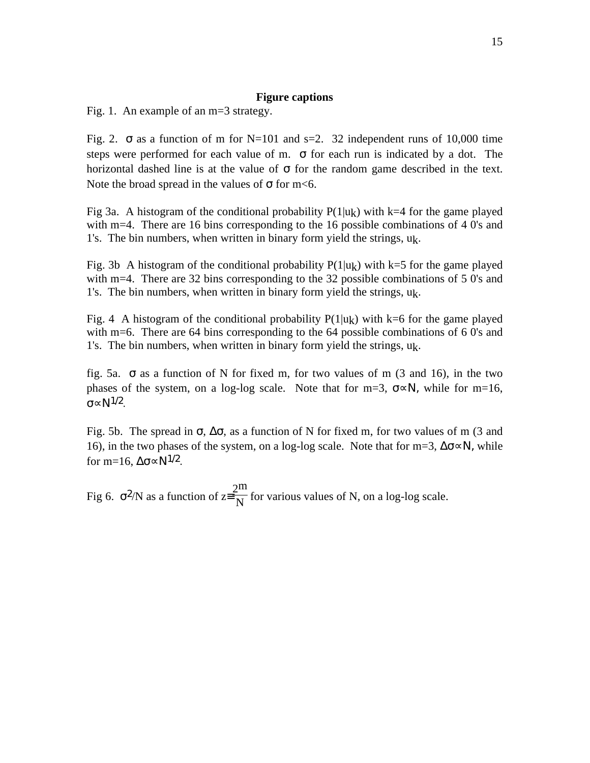## Figure captions

Fig. 1. An example of an m=3 strategy.

Fig. 2. $\sigma$ as a function of m for N=101 and s=2. 32 independent runs of 10,000 time steps were performed for each value of m. $\sigma$ for each run is indicated by a dot. The horizontal dashed line is at the value of $\sigma$ for the random game described in the text. Note the broad spread in the values of $\sigma$ for m<6.

Fig 3a. A histogram of the conditional probability $P(1|u_k)$ with k=4 for the game played with m=4. There are 16 bins corresponding to the 16 possible combinations of 4 0's and 1's. The bin numbers, when written in binary form yield the strings, $u_k$.

Fig. 3b A histogram of the conditional probability $P(1|u_k)$ with k=5 for the game played with m=4. There are 32 bins corresponding to the 32 possible combinations of 5 0's and 1's. The bin numbers, when written in binary form yield the strings, $u_k$.

Fig. 4 A histogram of the conditional probability $P(1|u_k)$ with k=6 for the game played with m=6. There are 64 bins corresponding to the 64 possible combinations of 6 0's and 1's. The bin numbers, when written in binary form yield the strings, $u_k$.

fig. 5a. $\sigma$ as a function of N for fixed m, for two values of m (3 and 16), in the two phases of the system, on a log-log scale. Note that for m=3, $\sigma \propto N$, while for m=16, $\sigma \propto N^{1/2}$.

Fig. 5b. The spread in $\sigma$, $\Delta\sigma$, as a function of N for fixed m, for two values of m (3 and 16), in the two phases of the system, on a log-log scale. Note that for m=3, $\Delta\sigma \propto N$, while for m=16, $\Delta\sigma \propto N^{1/2}$.

Fig 6. $\sigma^2/N$ as a function of $z \equiv \frac{2^m}{N}$ for various values of N, on a log-log scale.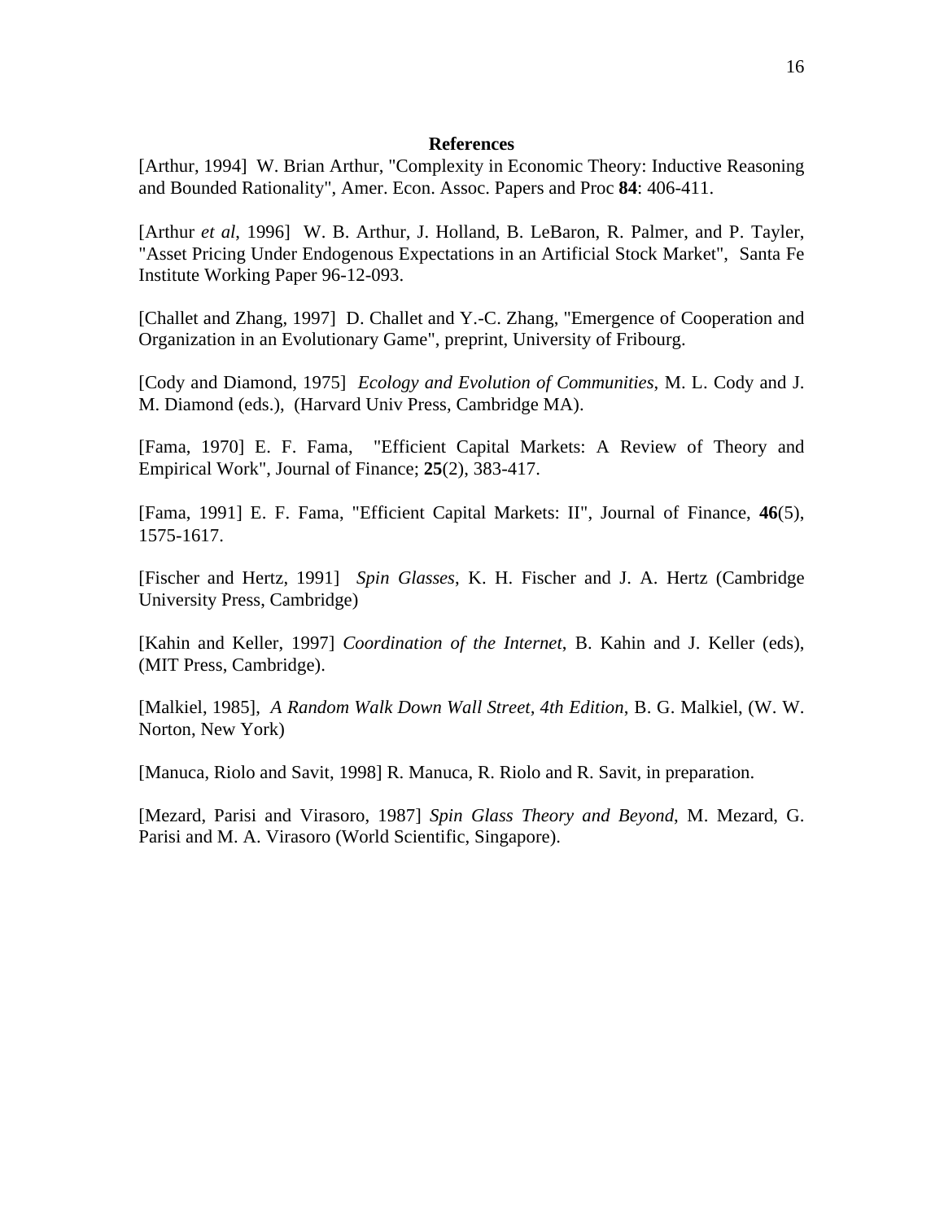## References

[Arthur, 1994] W. Brian Arthur, "Complexity in Economic Theory: Inductive Reasoning and Bounded Rationality", Amer. Econ. Assoc. Papers and Proc **84**: 406-411.

[Arthur *et al*, 1996] W. B. Arthur, J. Holland, B. LeBaron, R. Palmer, and P. Tayler, "Asset Pricing Under Endogenous Expectations in an Artificial Stock Market", Santa Fe Institute Working Paper 96-12-093.

[Challet and Zhang, 1997] D. Challet and Y.-C. Zhang, "Emergence of Cooperation and Organization in an Evolutionary Game", preprint, University of Fribourg.

[Cody and Diamond, 1975] *Ecology and Evolution of Communities*, M. L. Cody and J. M. Diamond (eds.), (Harvard Univ Press, Cambridge MA).

[Fama, 1970] E. F. Fama, "Efficient Capital Markets: A Review of Theory and Empirical Work", Journal of Finance; **25**(2), 383-417.

[Fama, 1991] E. F. Fama, "Efficient Capital Markets: II", Journal of Finance, **46**(5), 1575-1617.

[Fischer and Hertz, 1991] *Spin Glasses*, K. H. Fischer and J. A. Hertz (Cambridge University Press, Cambridge)

[Kahin and Keller, 1997] *Coordination of the Internet*, B. Kahin and J. Keller (eds), (MIT Press, Cambridge).

[Malkiel, 1985], *A Random Walk Down Wall Street, 4th Edition*, B. G. Malkiel, (W. W. Norton, New York)

[Manuca, Riolo and Savit, 1998] R. Manuca, R. Riolo and R. Savit, in preparation.

[Mezard, Parisi and Virasoro, 1987] *Spin Glass Theory and Beyond*, M. Mezard, G. Parisi and M. A. Virasoro (World Scientific, Singapore).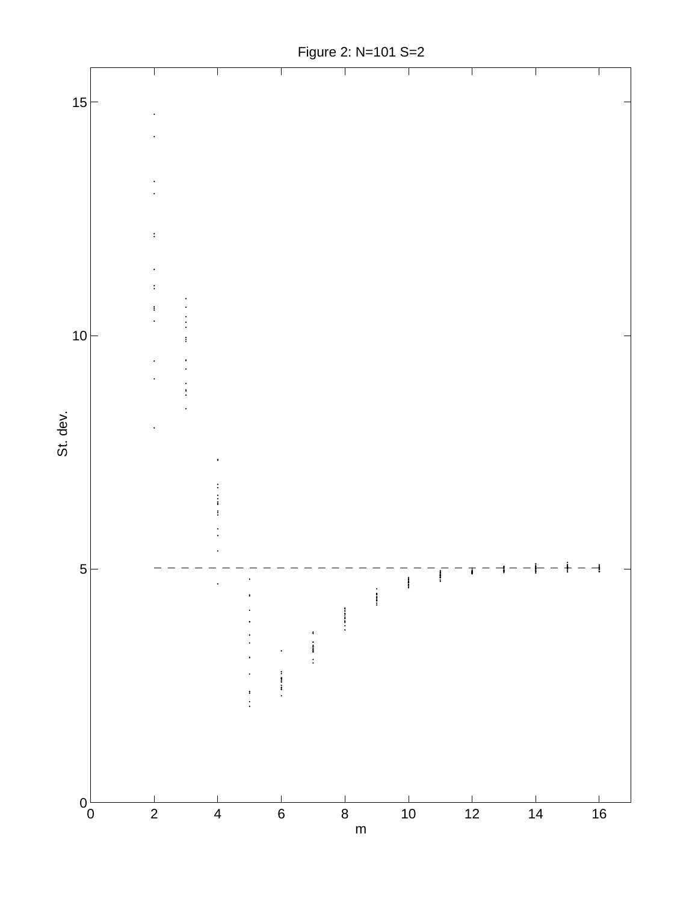Figure 2: N=101 S=2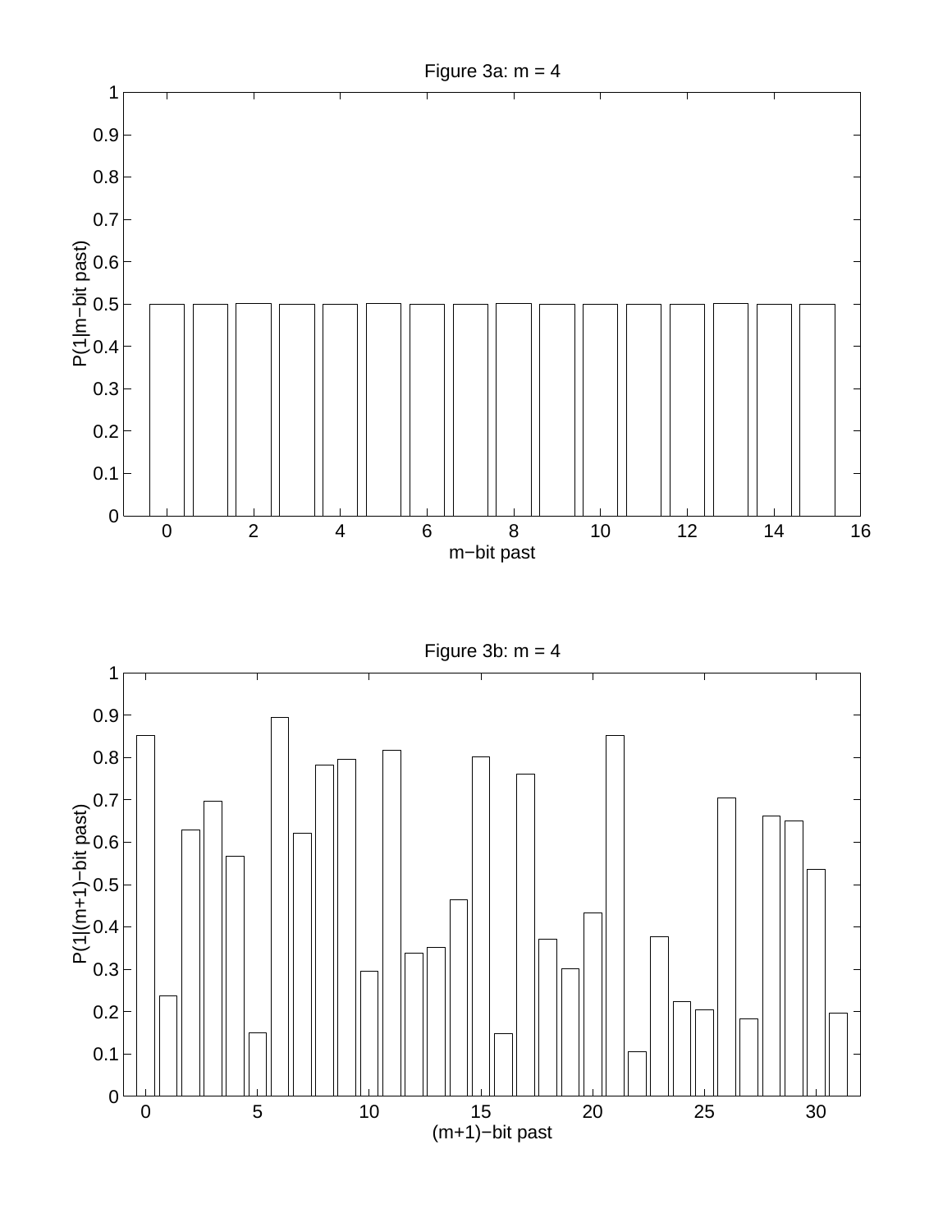Figure 3a: m = 4

Figure 3b: m = 4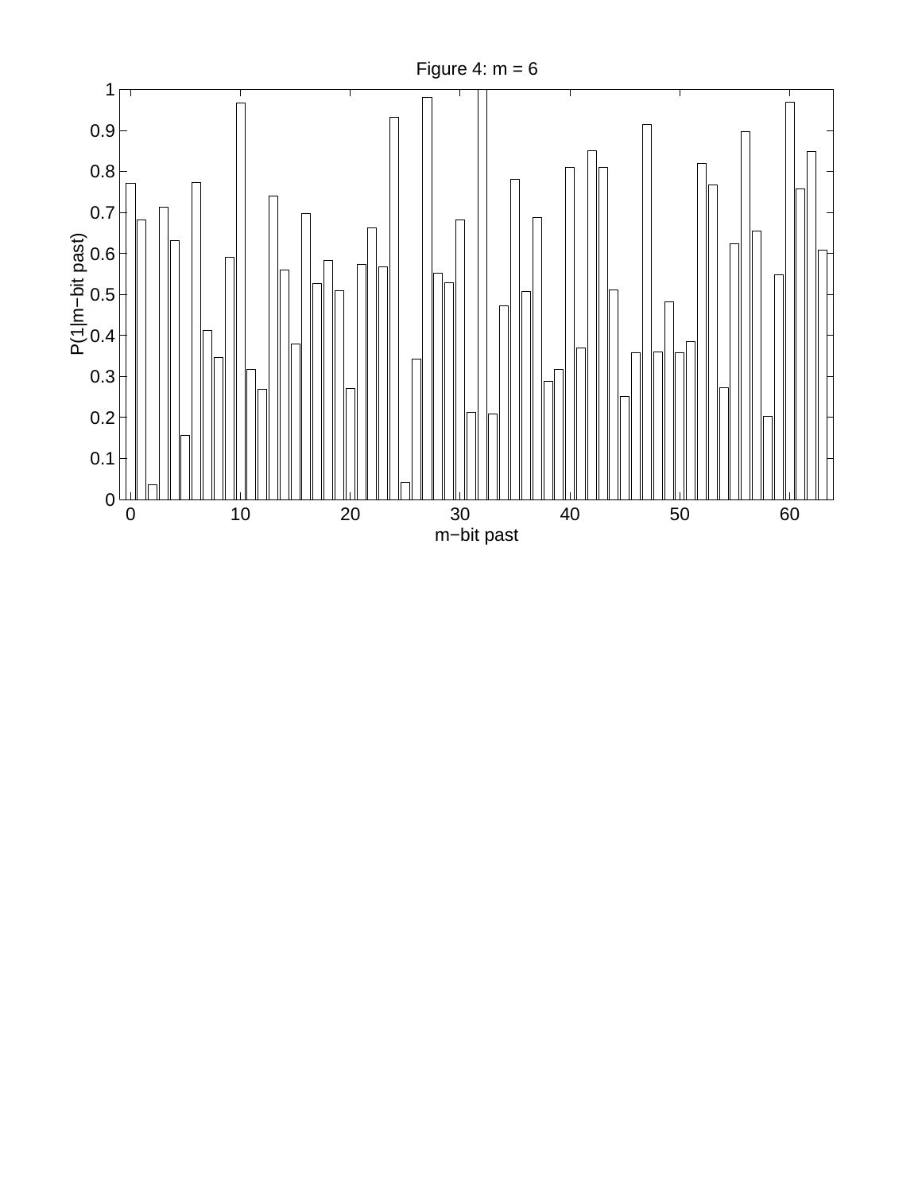Figure 4: m = 6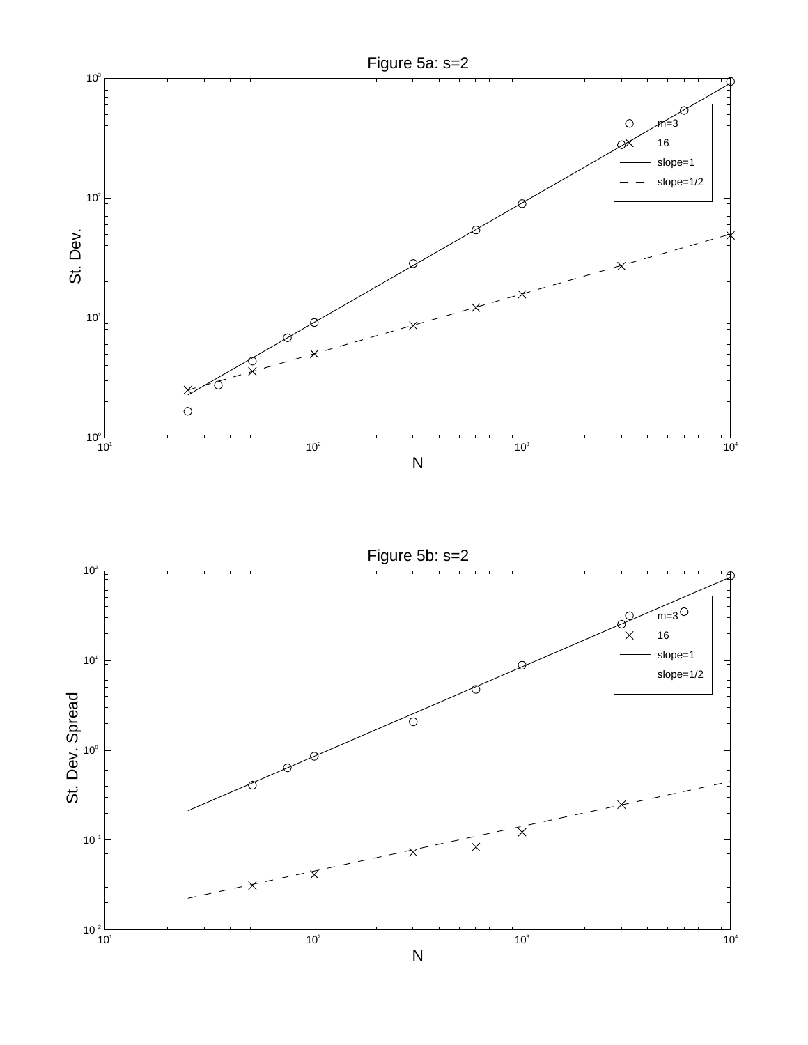Figure 5a: s=2

Figure 5b: s=2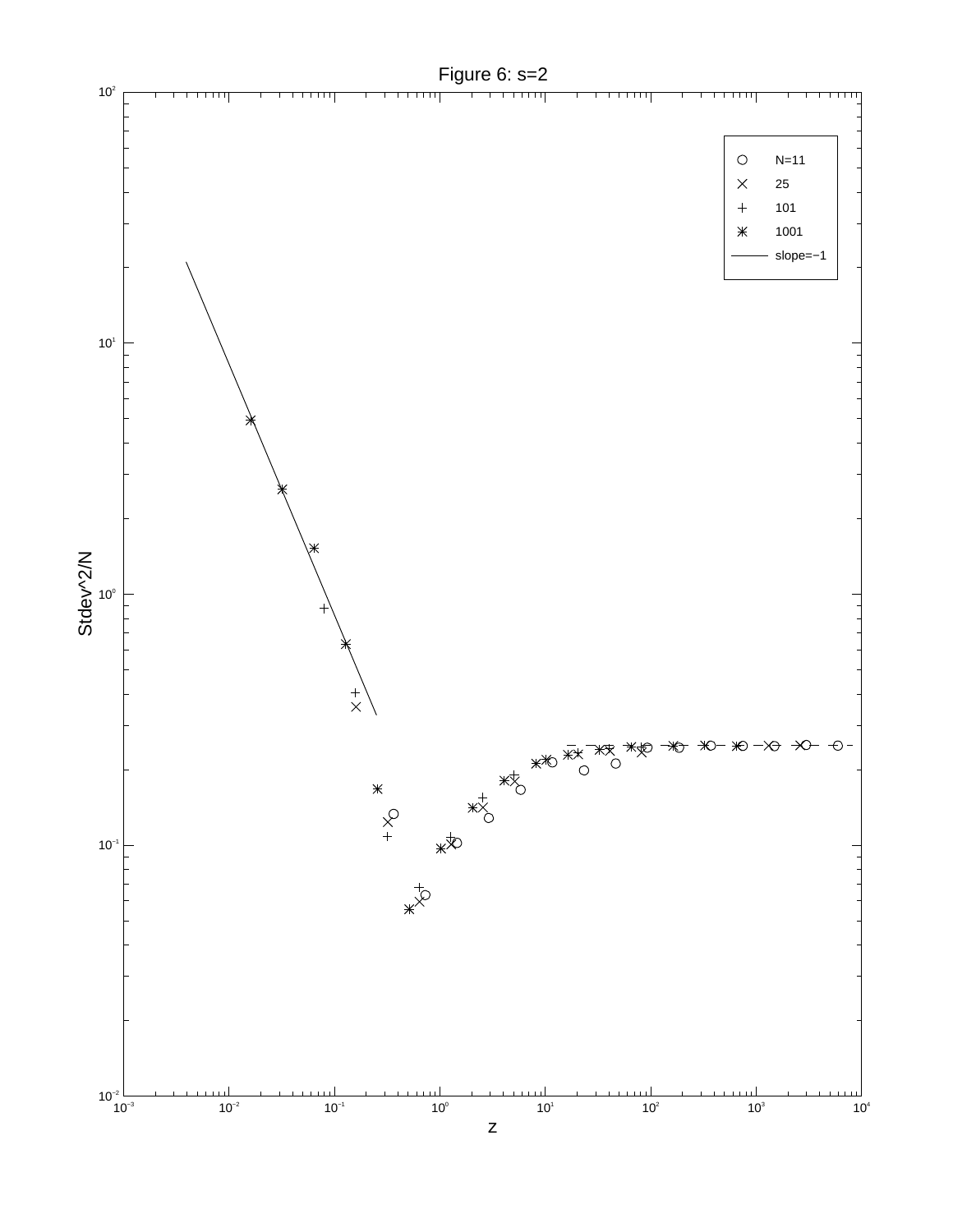Figure 6: s=2

$10^{2}$

$10^{1}$

$10^{0}$

$10^{-1}$

$10^{-2}$

Stdev^2/N

$10^{-3}$ $10^{-2}$ $10^{-1}$ $10^{0}$ $10^{1}$ $10^{2}$ $10^{3}$ $10^{4}$

z

N=11

25

101

1001

slope=−1